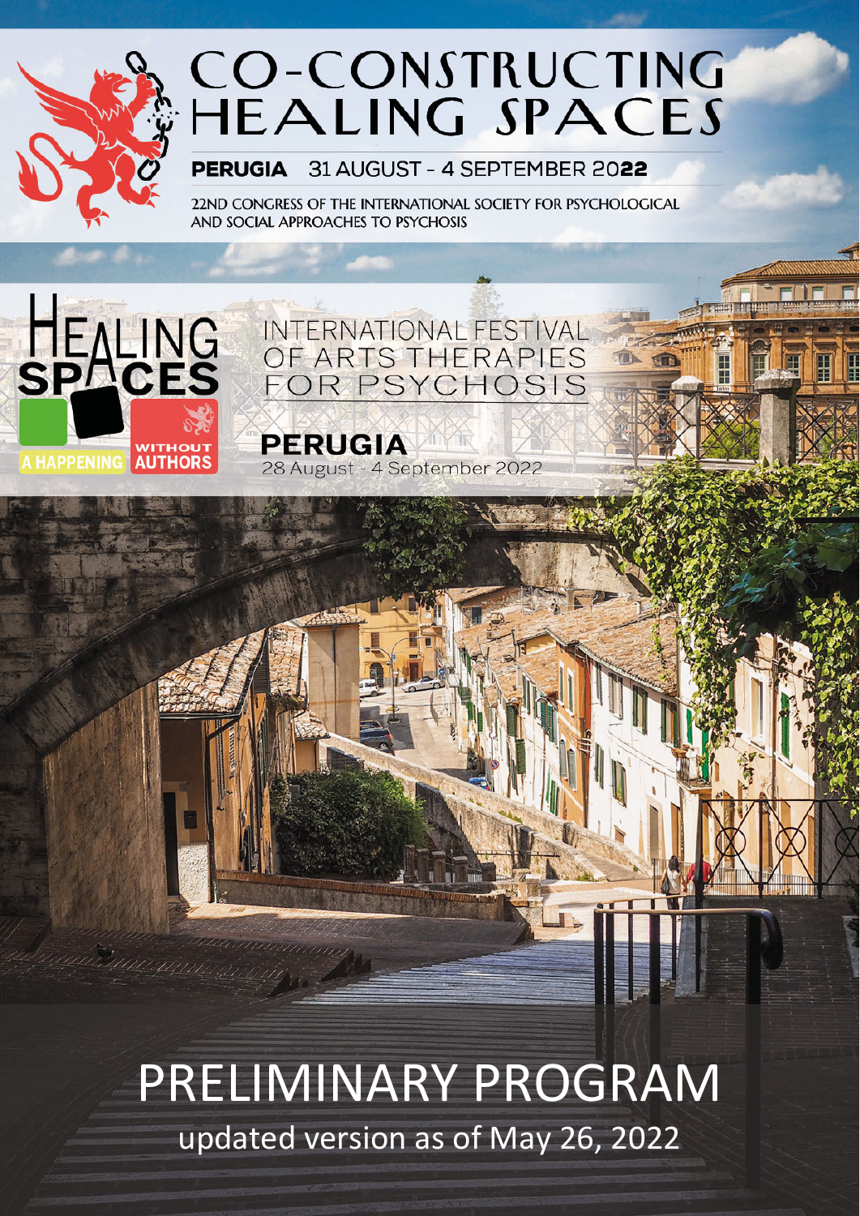# CO-CONSTRUCTING HEALING SPACES

**PERUGIA** 31 AUGUST - 4 SEPTEMBER 2022

22ND CONGRESS OF THE INTERNATIONAL SOCIETY FOR PSYCHOLOGICAL AND SOCIAL APPROACHES TO PSYCHOSIS

HEALING SPACES

A HAPPENING WITHOUT AUTHORS

INTERNATIONAL FESTIVAL OF ARTS THERAPIES FOR PSYCHOSIS

**PERUGIA**
28 August - 4 September 2022

# PRELIMINARY PROGRAM

updated version as of May 26, 2022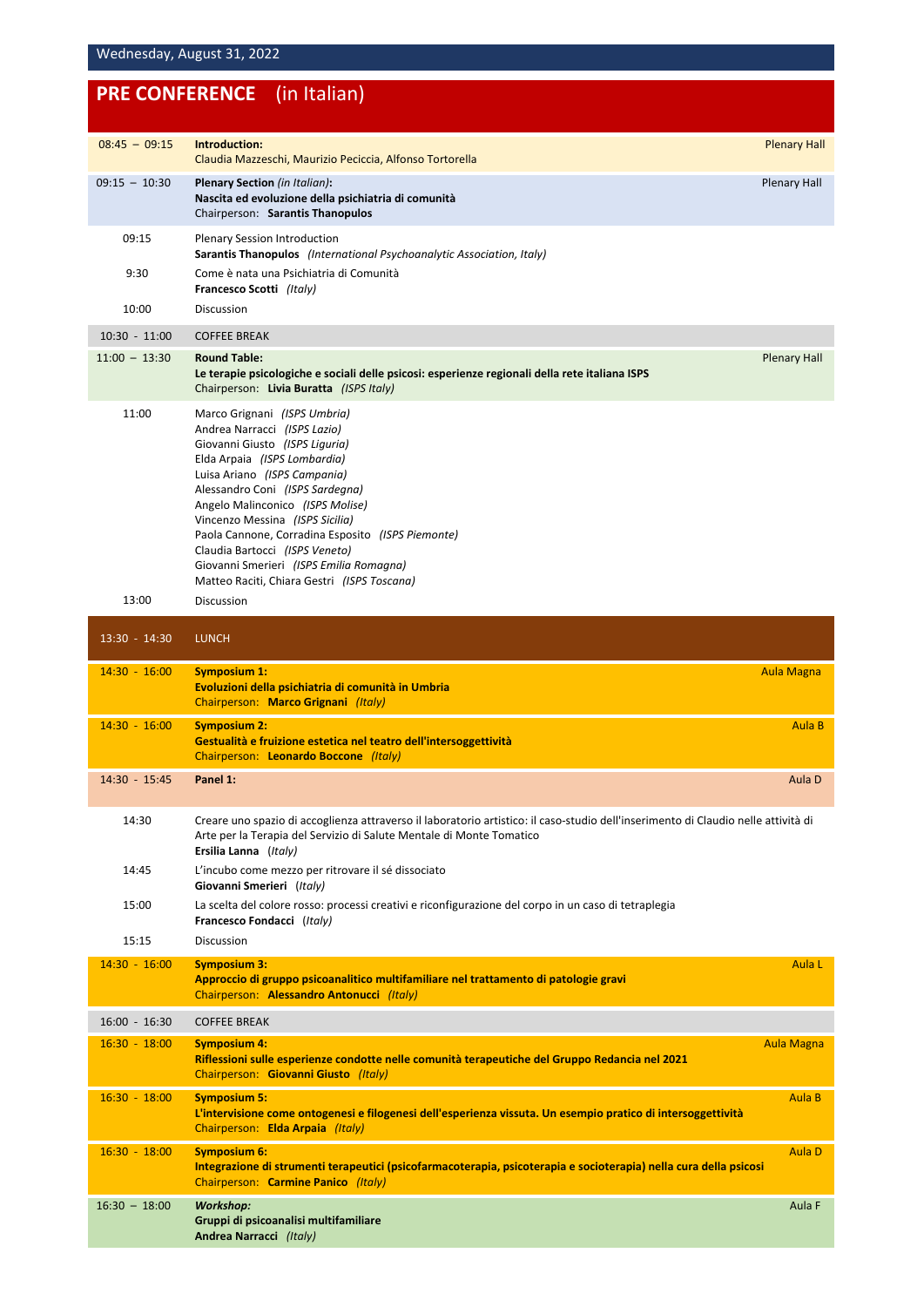Wednesday, August 31, 2022

# PRE CONFERENCE (in Italian)

**08:45 – 09:15** — **Introduction:** — Plenary Hall
Claudia Mazzeschi, Maurizio Peciccia, Alfonso Tortorella

**09:15 – 10:30** — **Plenary Section** *(in Italian)*: — Plenary Hall
**Nascita ed evoluzione della psichiatria di comunità**
Chairperson: **Sarantis Thanopulos**

09:15 — Plenary Session Introduction
**Sarantis Thanopulos** *(International Psychoanalytic Association, Italy)*

9:30 — Come è nata una Psichiatria di Comunità
**Francesco Scotti** *(Italy)*

10:00 — Discussion

**10:30 - 11:00** — COFFEE BREAK

**11:00 – 13:30** — **Round Table:** — Plenary Hall
**Le terapie psicologiche e sociali delle psicosi: esperienze regionali della rete italiana ISPS**
Chairperson: **Livia Buratta** *(ISPS Italy)*

11:00 —
Marco Grignani *(ISPS Umbria)*
Andrea Narracci *(ISPS Lazio)*
Giovanni Giusto *(ISPS Liguria)*
Elda Arpaia *(ISPS Lombardia)*
Luisa Ariano *(ISPS Campania)*
Alessandro Coni *(ISPS Sardegna)*
Angelo Malinconico *(ISPS Molise)*
Vincenzo Messina *(ISPS Sicilia)*
Paola Cannone, Corradina Esposito *(ISPS Piemonte)*
Claudia Bartocci *(ISPS Veneto)*
Giovanni Smerieri *(ISPS Emilia Romagna)*
Matteo Raciti, Chiara Gestri *(ISPS Toscana)*

13:00 — Discussion

**13:30 - 14:30** — LUNCH

**14:30 - 16:00** — **Symposium 1:** — Aula Magna
**Evoluzioni della psichiatria di comunità in Umbria**
Chairperson: **Marco Grignani** *(Italy)*

**14:30 - 16:00** — **Symposium 2:** — Aula B
**Gestualità e fruizione estetica nel teatro dell'intersoggettività**
Chairperson: **Leonardo Boccone** *(Italy)*

**14:30 - 15:45** — **Panel 1:** — Aula D

14:30 — Creare uno spazio di accoglienza attraverso il laboratorio artistico: il caso-studio dell'inserimento di Claudio nelle attività di Arte per la Terapia del Servizio di Salute Mentale di Monte Tomatico
**Ersilia Lanna** *(Italy)*

14:45 — L'incubo come mezzo per ritrovare il sé dissociato
**Giovanni Smerieri** *(Italy)*

15:00 — La scelta del colore rosso: processi creativi e riconfigurazione del corpo in un caso di tetraplegia
**Francesco Fondacci** *(Italy)*

15:15 — Discussion

**14:30 - 16:00** — **Symposium 3:** — Aula L
**Approccio di gruppo psicoanalitico multifamiliare nel trattamento di patologie gravi**
Chairperson: **Alessandro Antonucci** *(Italy)*

**16:00 - 16:30** — COFFEE BREAK

**16:30 - 18:00** — **Symposium 4:** — Aula Magna
**Riflessioni sulle esperienze condotte nelle comunità terapeutiche del Gruppo Redancia nel 2021**
Chairperson: **Giovanni Giusto** *(Italy)*

**16:30 - 18:00** — **Symposium 5:** — Aula B
**L'intervisione come ontogenesi e filogenesi dell'esperienza vissuta. Un esempio pratico di intersoggettività**
Chairperson: **Elda Arpaia** *(Italy)*

**16:30 - 18:00** — **Symposium 6:** — Aula D
**Integrazione di strumenti terapeutici (psicofarmacoterapia, psicoterapia e socioterapia) nella cura della psicosi**
Chairperson: **Carmine Panico** *(Italy)*

**16:30 – 18:00** — ***Workshop:*** — Aula F
**Gruppi di psicoanalisi multifamiliare**
**Andrea Narracci** *(Italy)*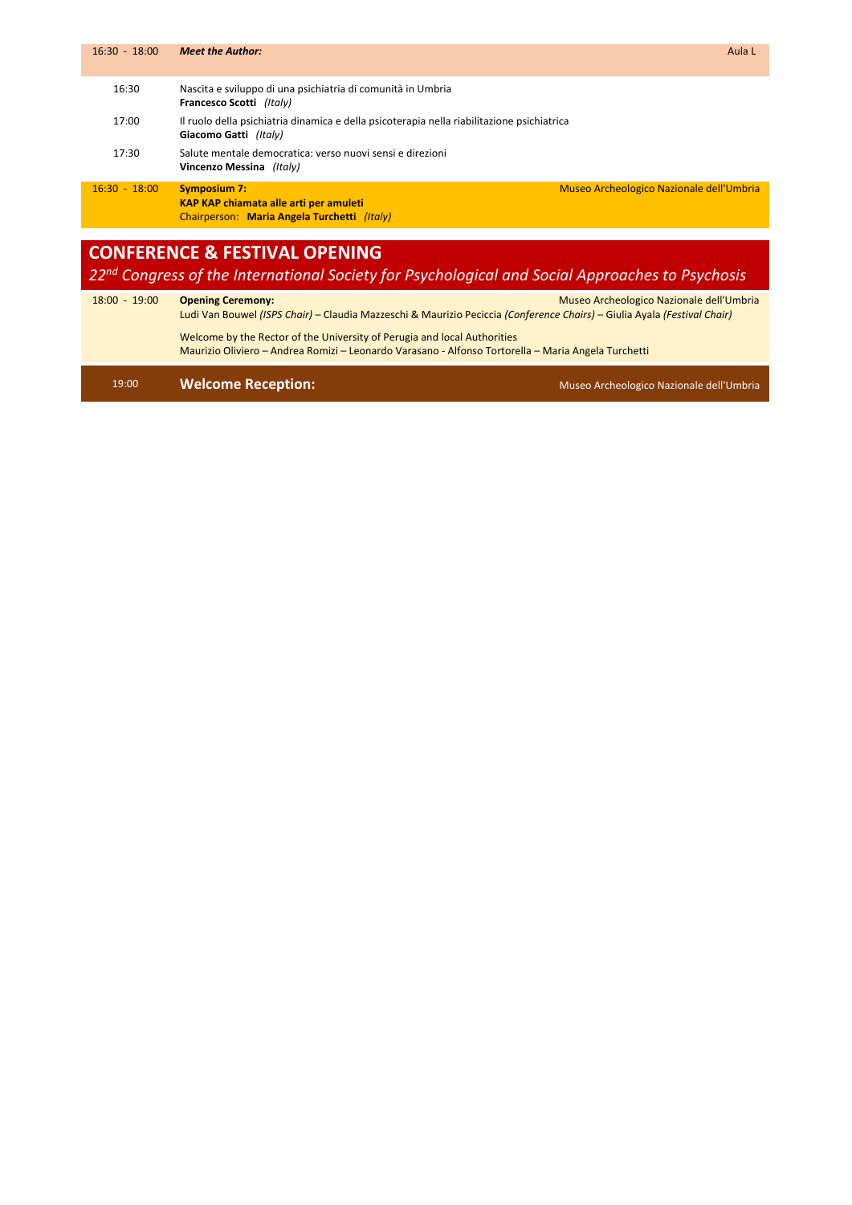**16:30 - 18:00** — ***Meet the Author:*** — Aula L

16:30 — Nascita e sviluppo di una psichiatria di comunità in Umbria
**Francesco Scotti** *(Italy)*

17:00 — Il ruolo della psichiatria dinamica e della psicoterapia nella riabilitazione psichiatrica
**Giacomo Gatti** *(Italy)*

17:30 — Salute mentale democratica: verso nuovi sensi e direzioni
**Vincenzo Messina** *(Italy)*

**16:30 - 18:00** — **Symposium 7:** — Museo Archeologico Nazionale dell'Umbria
**KAP KAP chiamata alle arti per amuleti**
Chairperson: **Maria Angela Turchetti** *(Italy)*

## CONFERENCE & FESTIVAL OPENING

*22nd Congress of the International Society for Psychological and Social Approaches to Psychosis*

**18:00 - 19:00** — **Opening Ceremony:** — Museo Archeologico Nazionale dell'Umbria
Ludi Van Bouwel *(ISPS Chair)* – Claudia Mazzeschi & Maurizio Peciccia *(Conference Chairs)* – Giulia Ayala *(Festival Chair)*

Welcome by the Rector of the University of Perugia and local Authorities
Maurizio Oliviero – Andrea Romizi – Leonardo Varasano - Alfonso Tortorella – Maria Angela Turchetti

**19:00** — **Welcome Reception:** — Museo Archeologico Nazionale dell'Umbria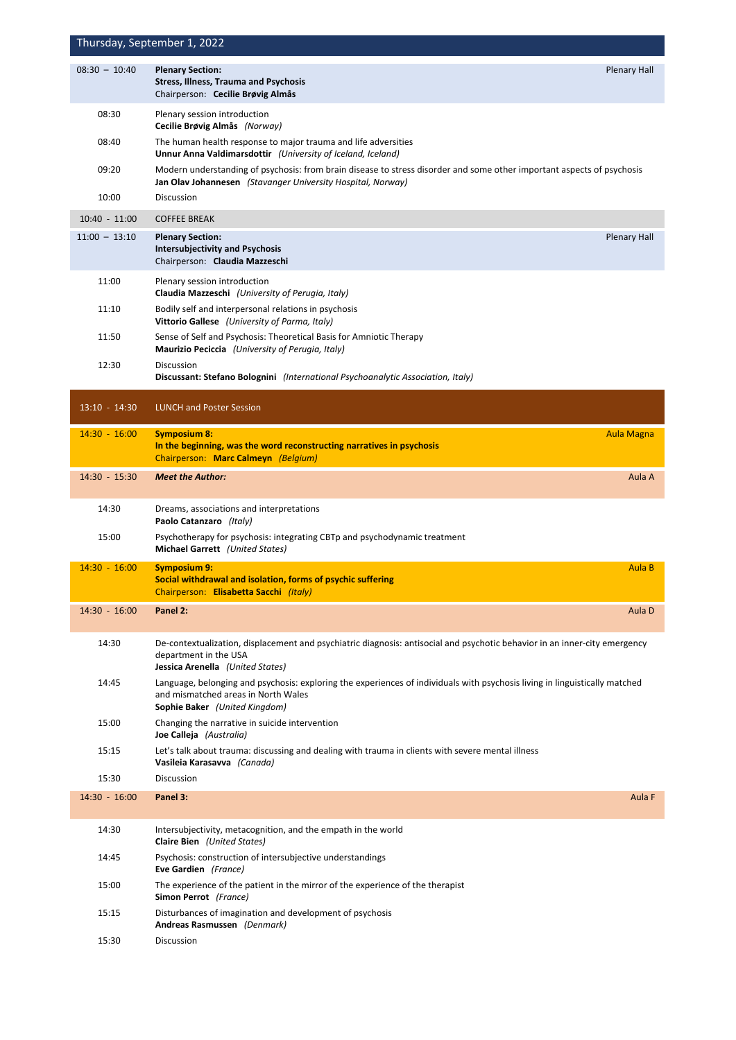## Thursday, September 1, 2022

| Time | Session | Room |
|---|---|---|
| 08:30 – 10:40 | **Plenary Section:** **Stress, Illness, Trauma and Psychosis** Chairperson: **Cecilie Brøvig Almås** | Plenary Hall |
| 08:30 | Plenary session introduction **Cecilie Brøvig Almås** *(Norway)* | |
| 08:40 | The human health response to major trauma and life adversities **Unnur Anna Valdimarsdottir** *(University of Iceland, Iceland)* | |
| 09:20 | Modern understanding of psychosis: from brain disease to stress disorder and some other important aspects of psychosis **Jan Olav Johannesen** *(Stavanger University Hospital, Norway)* | |
| 10:00 | Discussion | |
| 10:40 - 11:00 | COFFEE BREAK | |
| 11:00 – 13:10 | **Plenary Section:** **Intersubjectivity and Psychosis** Chairperson: **Claudia Mazzeschi** | Plenary Hall |
| 11:00 | Plenary session introduction **Claudia Mazzeschi** *(University of Perugia, Italy)* | |
| 11:10 | Bodily self and interpersonal relations in psychosis **Vittorio Gallese** *(University of Parma, Italy)* | |
| 11:50 | Sense of Self and Psychosis: Theoretical Basis for Amniotic Therapy **Maurizio Peciccia** *(University of Perugia, Italy)* | |
| 12:30 | Discussion **Discussant: Stefano Bolognini** *(International Psychoanalytic Association, Italy)* | |
| 13:10 - 14:30 | LUNCH and Poster Session | |
| 14:30 - 16:00 | **Symposium 8:** **In the beginning, was the word reconstructing narratives in psychosis** Chairperson: **Marc Calmeyn** *(Belgium)* | Aula Magna |
| 14:30 - 15:30 | ***Meet the Author:*** | Aula A |
| 14:30 | Dreams, associations and interpretations **Paolo Catanzaro** *(Italy)* | |
| 15:00 | Psychotherapy for psychosis: integrating CBTp and psychodynamic treatment **Michael Garrett** *(United States)* | |
| 14:30 - 16:00 | **Symposium 9:** **Social withdrawal and isolation, forms of psychic suffering** Chairperson: **Elisabetta Sacchi** *(Italy)* | Aula B |
| 14:30 - 16:00 | **Panel 2:** | Aula D |
| 14:30 | De-contextualization, displacement and psychiatric diagnosis: antisocial and psychotic behavior in an inner-city emergency department in the USA **Jessica Arenella** *(United States)* | |
| 14:45 | Language, belonging and psychosis: exploring the experiences of individuals with psychosis living in linguistically matched and mismatched areas in North Wales **Sophie Baker** *(United Kingdom)* | |
| 15:00 | Changing the narrative in suicide intervention **Joe Calleja** *(Australia)* | |
| 15:15 | Let's talk about trauma: discussing and dealing with trauma in clients with severe mental illness **Vasileia Karasavva** *(Canada)* | |
| 15:30 | Discussion | |
| 14:30 - 16:00 | **Panel 3:** | Aula F |
| 14:30 | Intersubjectivity, metacognition, and the empath in the world **Claire Bien** *(United States)* | |
| 14:45 | Psychosis: construction of intersubjective understandings **Eve Gardien** *(France)* | |
| 15:00 | The experience of the patient in the mirror of the experience of the therapist **Simon Perrot** *(France)* | |
| 15:15 | Disturbances of imagination and development of psychosis **Andreas Rasmussen** *(Denmark)* | |
| 15:30 | Discussion | |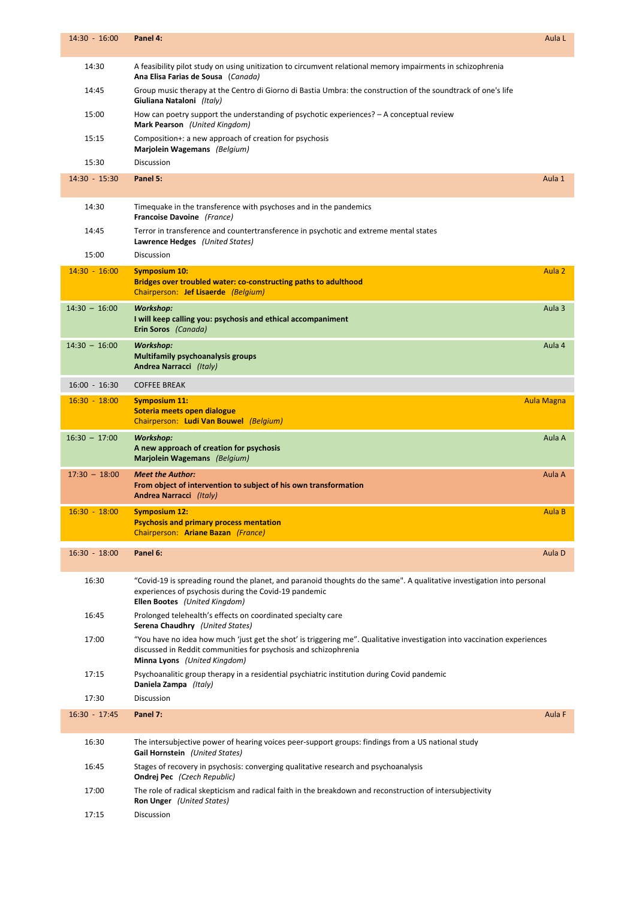| | | |
|---|---|---|
| **14:30 - 16:00** | **Panel 4:** | Aula L |
| 14:30 | A feasibility pilot study on using unitization to circumvent relational memory impairments in schizophrenia<br>**Ana Elisa Farias de Sousa** (Canada) | |
| 14:45 | Group music therapy at the Centro di Giorno di Bastia Umbra: the construction of the soundtrack of one's life<br>**Giuliana Nataloni** *(Italy)* | |
| 15:00 | How can poetry support the understanding of psychotic experiences? – A conceptual review<br>**Mark Pearson** *(United Kingdom)* | |
| 15:15 | Composition+: a new approach of creation for psychosis<br>**Marjolein Wagemans** *(Belgium)* | |
| 15:30 | Discussion | |
| **14:30 - 15:30** | **Panel 5:** | Aula 1 |
| 14:30 | Timequake in the transference with psychoses and in the pandemics<br>**Francoise Davoine** *(France)* | |
| 14:45 | Terror in transference and countertransference in psychotic and extreme mental states<br>**Lawrence Hedges** *(United States)* | |
| 15:00 | Discussion | |
| **14:30 - 16:00** | **Symposium 10:**<br>**Bridges over troubled water: co-constructing paths to adulthood**<br>Chairperson: **Jef Lisaerde** *(Belgium)* | Aula 2 |
| **14:30 – 16:00** | ***Workshop:***<br>**I will keep calling you: psychosis and ethical accompaniment**<br>**Erin Soros** *(Canada)* | Aula 3 |
| **14:30 – 16:00** | ***Workshop:***<br>**Multifamily psychoanalysis groups**<br>**Andrea Narracci** *(Italy)* | Aula 4 |
| 16:00 - 16:30 | COFFEE BREAK | |
| **16:30 - 18:00** | **Symposium 11:**<br>**Soteria meets open dialogue**<br>Chairperson: **Ludi Van Bouwel** *(Belgium)* | Aula Magna |
| **16:30 – 17:00** | ***Workshop:***<br>**A new approach of creation for psychosis**<br>**Marjolein Wagemans** *(Belgium)* | Aula A |
| **17:30 – 18:00** | ***Meet the Author:***<br>**From object of intervention to subject of his own transformation**<br>**Andrea Narracci** *(Italy)* | Aula A |
| **16:30 - 18:00** | **Symposium 12:**<br>**Psychosis and primary process mentation**<br>Chairperson: **Ariane Bazan** *(France)* | Aula B |
| **16:30 - 18:00** | **Panel 6:** | Aula D |
| 16:30 | "Covid-19 is spreading round the planet, and paranoid thoughts do the same". A qualitative investigation into personal experiences of psychosis during the Covid-19 pandemic<br>**Ellen Bootes** *(United Kingdom)* | |
| 16:45 | Prolonged telehealth's effects on coordinated specialty care<br>**Serena Chaudhry** *(United States)* | |
| 17:00 | "You have no idea how much 'just get the shot' is triggering me". Qualitative investigation into vaccination experiences discussed in Reddit communities for psychosis and schizophrenia<br>**Minna Lyons** *(United Kingdom)* | |
| 17:15 | Psychoanalitic group therapy in a residential psychiatric institution during Covid pandemic<br>**Daniela Zampa** *(Italy)* | |
| 17:30 | Discussion | |
| **16:30 - 17:45** | **Panel 7:** | Aula F |
| 16:30 | The intersubjective power of hearing voices peer-support groups: findings from a US national study<br>**Gail Hornstein** *(United States)* | |
| 16:45 | Stages of recovery in psychosis: converging qualitative research and psychoanalysis<br>**Ondrej Pec** *(Czech Republic)* | |
| 17:00 | The role of radical skepticism and radical faith in the breakdown and reconstruction of intersubjectivity<br>**Ron Unger** *(United States)* | |
| 17:15 | Discussion | |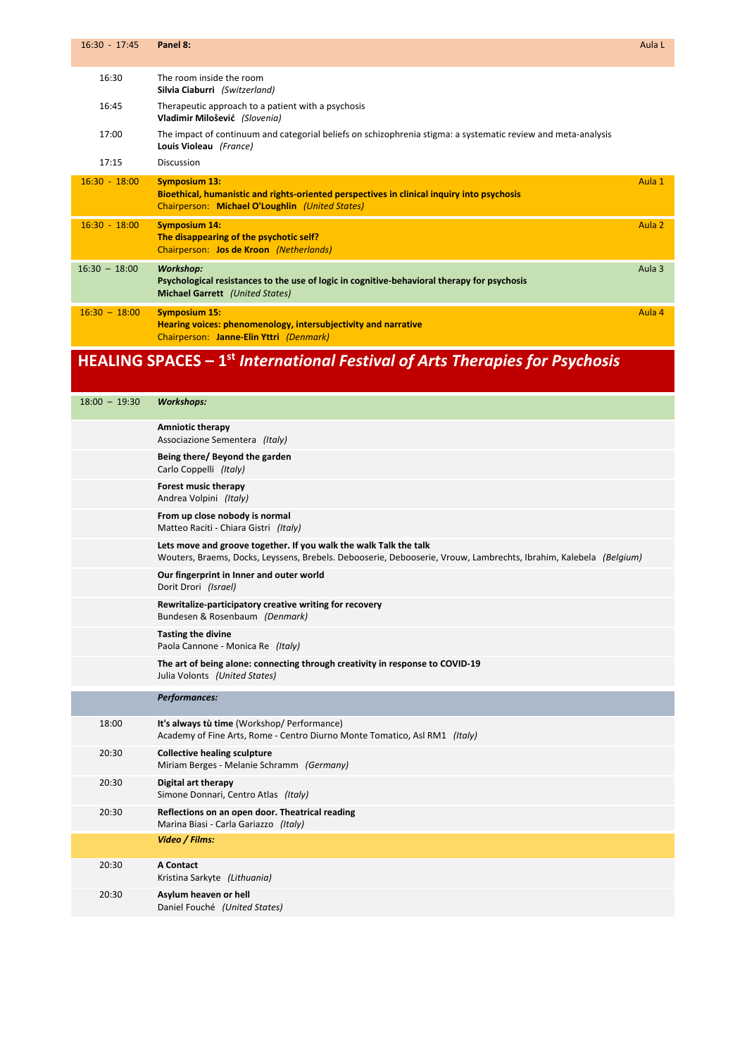| 16:30 - 17:45 | **Panel 8:** | Aula L |
|---|---|---|
| 16:30 | The room inside the room<br>**Silvia Ciaburri** *(Switzerland)* | |
| 16:45 | Therapeutic approach to a patient with a psychosis<br>**Vladimir Milošević** *(Slovenia)* | |
| 17:00 | The impact of continuum and categorial beliefs on schizophrenia stigma: a systematic review and meta-analysis<br>**Louis Violeau** *(France)* | |
| 17:15 | Discussion | |
| 16:30 - 18:00 | **Symposium 13:**<br>**Bioethical, humanistic and rights-oriented perspectives in clinical inquiry into psychosis**<br>Chairperson: **Michael O'Loughlin** *(United States)* | Aula 1 |
| 16:30 - 18:00 | **Symposium 14:**<br>**The disappearing of the psychotic self?**<br>Chairperson: **Jos de Kroon** *(Netherlands)* | Aula 2 |
| 16:30 – 18:00 | ***Workshop:***<br>**Psychological resistances to the use of logic in cognitive-behavioral therapy for psychosis**<br>**Michael Garrett** *(United States)* | Aula 3 |
| 16:30 – 18:00 | **Symposium 15:**<br>**Hearing voices: phenomenology, intersubjectivity and narrative**<br>Chairperson: **Janne-Elin Yttri** *(Denmark)* | Aula 4 |

## HEALING SPACES – 1st *International Festival of Arts Therapies for Psychosis*

| 18:00 – 19:30 | ***Workshops:*** |
|---|---|
| | **Amniotic therapy**<br>Associazione Sementera *(Italy)* |
| | **Being there/ Beyond the garden**<br>Carlo Coppelli *(Italy)* |
| | **Forest music therapy**<br>Andrea Volpini *(Italy)* |
| | **From up close nobody is normal**<br>Matteo Raciti - Chiara Gistri *(Italy)* |
| | **Lets move and groove together. If you walk the walk Talk the talk**<br>Wouters, Braems, Docks, Leyssens, Brebels. Debooserie, Debooserie, Vrouw, Lambrechts, Ibrahim, Kalebela *(Belgium)* |
| | **Our fingerprint in Inner and outer world**<br>Dorit Drori *(Israel)* |
| | **Rewritalize-participatory creative writing for recovery**<br>Bundesen & Rosenbaum *(Denmark)* |
| | **Tasting the divine**<br>Paola Cannone - Monica Re *(Italy)* |
| | **The art of being alone: connecting through creativity in response to COVID-19**<br>Julia Volonts *(United States)* |
| | ***Performances:*** |
| 18:00 | **It's always tù time** (Workshop/ Performance)<br>Academy of Fine Arts, Rome - Centro Diurno Monte Tomatico, Asl RM1 *(Italy)* |
| 20:30 | **Collective healing sculpture**<br>Miriam Berges - Melanie Schramm *(Germany)* |
| 20:30 | **Digital art therapy**<br>Simone Donnari, Centro Atlas *(Italy)* |
| 20:30 | **Reflections on an open door. Theatrical reading**<br>Marina Biasi - Carla Gariazzo *(Italy)* |
| | ***Video / Films:*** |
| 20:30 | **A Contact**<br>Kristina Sarkyte *(Lithuania)* |
| 20:30 | **Asylum heaven or hell**<br>Daniel Fouché *(United States)* |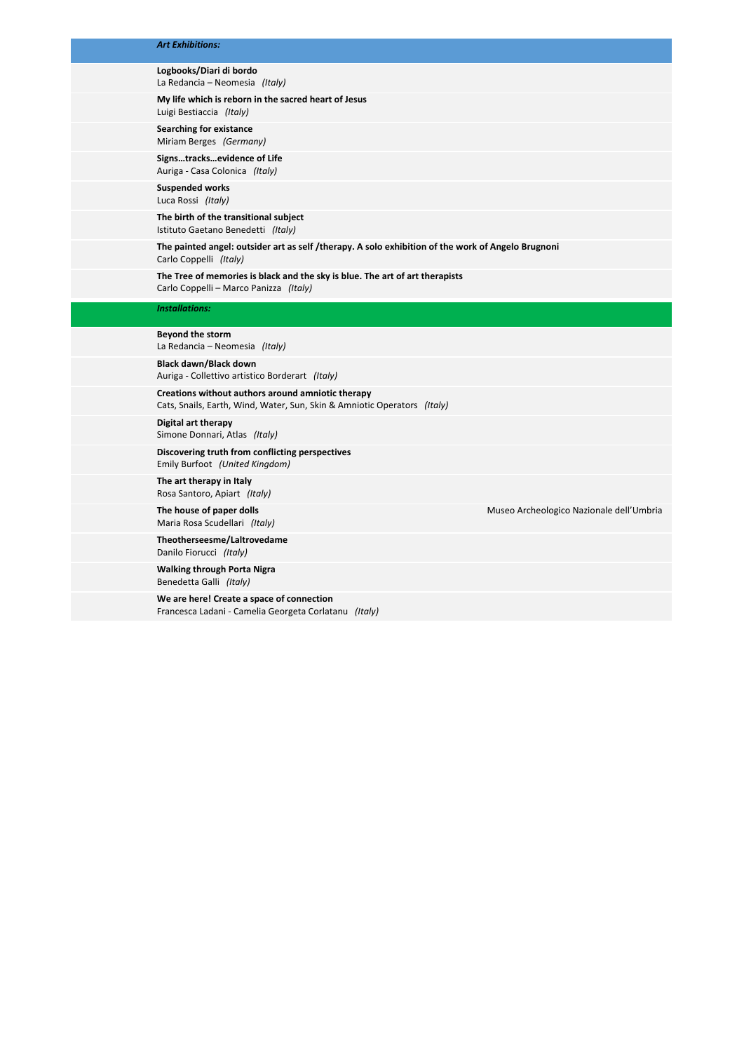***Art Exhibitions:***

**Logbooks/Diari di bordo**
La Redancia – Neomesia *(Italy)*

**My life which is reborn in the sacred heart of Jesus**
Luigi Bestiaccia *(Italy)*

**Searching for existance**
Miriam Berges *(Germany)*

**Signs…tracks…evidence of Life**
Auriga - Casa Colonica *(Italy)*

**Suspended works**
Luca Rossi *(Italy)*

**The birth of the transitional subject**
Istituto Gaetano Benedetti *(Italy)*

**The painted angel: outsider art as self /therapy. A solo exhibition of the work of Angelo Brugnoni**
Carlo Coppelli *(Italy)*

**The Tree of memories is black and the sky is blue. The art of art therapists**
Carlo Coppelli – Marco Panizza *(Italy)*

***Installations:***

**Beyond the storm**
La Redancia – Neomesia *(Italy)*

**Black dawn/Black down**
Auriga - Collettivo artistico Borderart *(Italy)*

**Creations without authors around amniotic therapy**
Cats, Snails, Earth, Wind, Water, Sun, Skin & Amniotic Operators *(Italy)*

**Digital art therapy**
Simone Donnari, Atlas *(Italy)*

**Discovering truth from conflicting perspectives**
Emily Burfoot *(United Kingdom)*

**The art therapy in Italy**
Rosa Santoro, Apiart *(Italy)*

**The house of paper dolls** — Museo Archeologico Nazionale dell'Umbria
Maria Rosa Scudellari *(Italy)*

**Theotherseesme/Laltrovedame**
Danilo Fiorucci *(Italy)*

**Walking through Porta Nigra**
Benedetta Galli *(Italy)*

**We are here! Create a space of connection**
Francesca Ladani - Camelia Georgeta Corlatanu *(Italy)*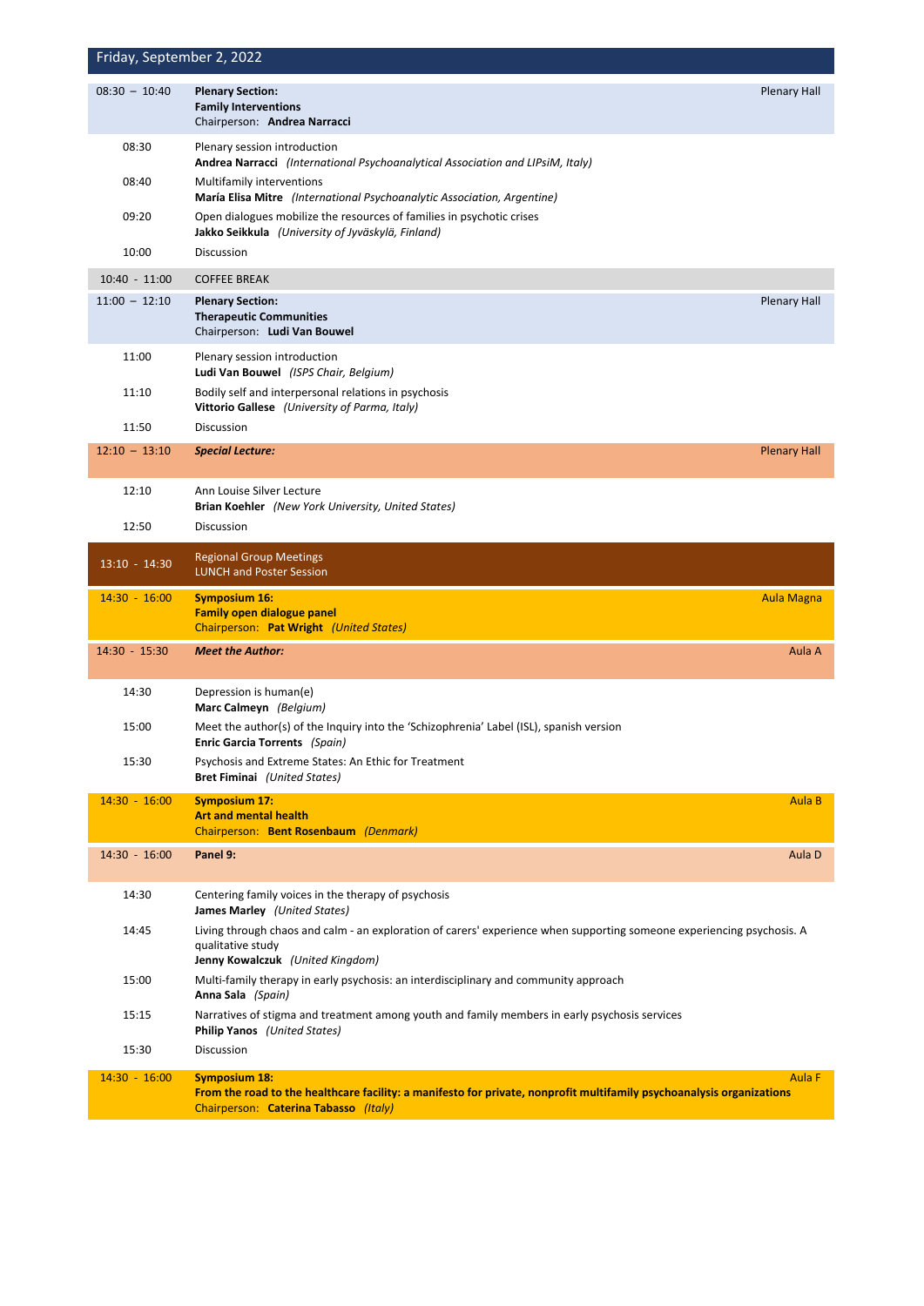## Friday, September 2, 2022

| Time | Session | Room |
|---|---|---|
| 08:30 – 10:40 | **Plenary Section:** **Family Interventions** Chairperson: **Andrea Narracci** | Plenary Hall |
| 08:30 | Plenary session introduction **Andrea Narracci** *(International Psychoanalytical Association and LIPsiM, Italy)* | |
| 08:40 | Multifamily interventions **María Elisa Mitre** *(International Psychoanalytic Association, Argentine)* | |
| 09:20 | Open dialogues mobilize the resources of families in psychotic crises **Jakko Seikkula** *(University of Jyväskylä, Finland)* | |
| 10:00 | Discussion | |
| 10:40 - 11:00 | COFFEE BREAK | |
| 11:00 – 12:10 | **Plenary Section:** **Therapeutic Communities** Chairperson: **Ludi Van Bouwel** | Plenary Hall |
| 11:00 | Plenary session introduction **Ludi Van Bouwel** *(ISPS Chair, Belgium)* | |
| 11:10 | Bodily self and interpersonal relations in psychosis **Vittorio Gallese** *(University of Parma, Italy)* | |
| 11:50 | Discussion | |
| 12:10 – 13:10 | ***Special Lecture:*** | Plenary Hall |
| 12:10 | Ann Louise Silver Lecture **Brian Koehler** *(New York University, United States)* | |
| 12:50 | Discussion | |
| 13:10 - 14:30 | Regional Group Meetings LUNCH and Poster Session | |
| 14:30 - 16:00 | **Symposium 16:** **Family open dialogue panel** Chairperson: **Pat Wright** *(United States)* | Aula Magna |
| 14:30 - 15:30 | ***Meet the Author:*** | Aula A |
| 14:30 | Depression is human(e) **Marc Calmeyn** *(Belgium)* | |
| 15:00 | Meet the author(s) of the Inquiry into the 'Schizophrenia' Label (ISL), spanish version **Enric Garcia Torrents** *(Spain)* | |
| 15:30 | Psychosis and Extreme States: An Ethic for Treatment **Bret Fiminai** *(United States)* | |
| 14:30 - 16:00 | **Symposium 17:** **Art and mental health** Chairperson: **Bent Rosenbaum** *(Denmark)* | Aula B |
| 14:30 - 16:00 | **Panel 9:** | Aula D |
| 14:30 | Centering family voices in the therapy of psychosis **James Marley** *(United States)* | |
| 14:45 | Living through chaos and calm - an exploration of carers' experience when supporting someone experiencing psychosis. A qualitative study **Jenny Kowalczuk** *(United Kingdom)* | |
| 15:00 | Multi-family therapy in early psychosis: an interdisciplinary and community approach **Anna Sala** *(Spain)* | |
| 15:15 | Narratives of stigma and treatment among youth and family members in early psychosis services **Philip Yanos** *(United States)* | |
| 15:30 | Discussion | |
| 14:30 - 16:00 | **Symposium 18:** **From the road to the healthcare facility: a manifesto for private, nonprofit multifamily psychoanalysis organizations** Chairperson: **Caterina Tabasso** *(Italy)* | Aula F |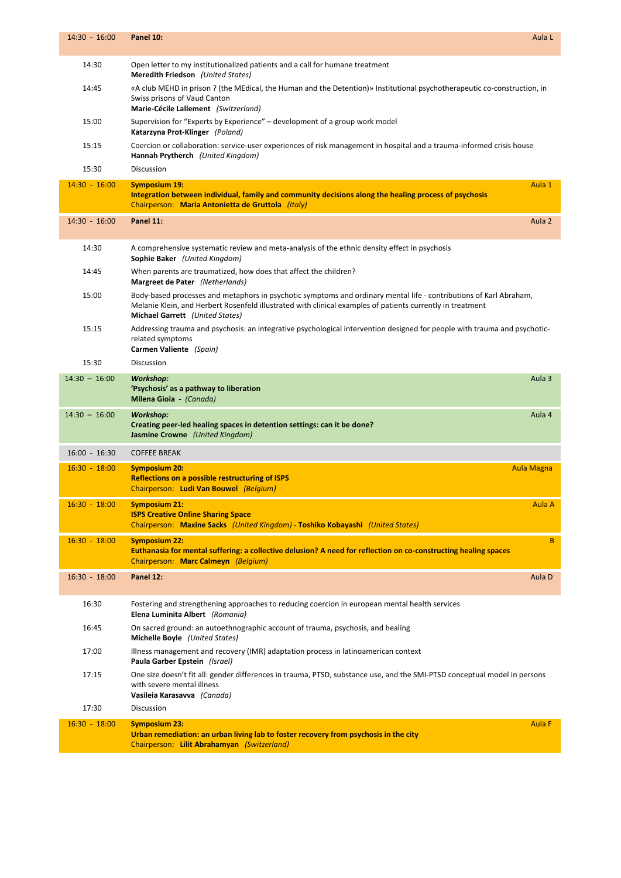| Time | Session | Room |
|---|---|---|
| 14:30 - 16:00 | **Panel 10:** | Aula L |
| 14:30 | Open letter to my institutionalized patients and a call for humane treatment<br>**Meredith Friedson** *(United States)* | |
| 14:45 | «A club MEHD in prison ? (the MEdical, the Human and the Detention)» Institutional psychotherapeutic co-construction, in Swiss prisons of Vaud Canton<br>**Marie-Cécile Lallement** *(Switzerland)* | |
| 15:00 | Supervision for "Experts by Experience" – development of a group work model<br>**Katarzyna Prot-Klinger** *(Poland)* | |
| 15:15 | Coercion or collaboration: service-user experiences of risk management in hospital and a trauma-informed crisis house<br>**Hannah Prytherch** *(United Kingdom)* | |
| 15:30 | Discussion | |
| 14:30 - 16:00 | **Symposium 19:**<br>**Integration between individual, family and community decisions along the healing process of psychosis**<br>Chairperson: **Maria Antonietta de Gruttola** *(Italy)* | Aula 1 |
| 14:30 - 16:00 | **Panel 11:** | Aula 2 |
| 14:30 | A comprehensive systematic review and meta-analysis of the ethnic density effect in psychosis<br>**Sophie Baker** *(United Kingdom)* | |
| 14:45 | When parents are traumatized, how does that affect the children?<br>**Margreet de Pater** *(Netherlands)* | |
| 15:00 | Body-based processes and metaphors in psychotic symptoms and ordinary mental life - contributions of Karl Abraham, Melanie Klein, and Herbert Rosenfeld illustrated with clinical examples of patients currently in treatment<br>**Michael Garrett** *(United States)* | |
| 15:15 | Addressing trauma and psychosis: an integrative psychological intervention designed for people with trauma and psychotic-related symptoms<br>**Carmen Valiente** *(Spain)* | |
| 15:30 | Discussion | |
| 14:30 – 16:00 | ***Workshop:***<br>**'Psychosis' as a pathway to liberation**<br>**Milena Gioia** - *(Canada)* | Aula 3 |
| 14:30 – 16:00 | ***Workshop:***<br>**Creating peer-led healing spaces in detention settings: can it be done?**<br>**Jasmine Crowne** *(United Kingdom)* | Aula 4 |
| 16:00 - 16:30 | COFFEE BREAK | |
| 16:30 - 18:00 | **Symposium 20:**<br>**Reflections on a possible restructuring of ISPS**<br>Chairperson: **Ludi Van Bouwel** *(Belgium)* | Aula Magna |
| 16:30 - 18:00 | **Symposium 21:**<br>**ISPS Creative Online Sharing Space**<br>Chairperson: **Maxine Sacks** *(United Kingdom)* - **Toshiko Kobayashi** *(United States)* | Aula A |
| 16:30 - 18:00 | **Symposium 22:**<br>**Euthanasia for mental suffering: a collective delusion? A need for reflection on co-constructing healing spaces**<br>Chairperson: **Marc Calmeyn** *(Belgium)* | B |
| 16:30 - 18:00 | **Panel 12:** | Aula D |
| 16:30 | Fostering and strengthening approaches to reducing coercion in european mental health services<br>**Elena Luminita Albert** *(Romania)* | |
| 16:45 | On sacred ground: an autoethnographic account of trauma, psychosis, and healing<br>**Michelle Boyle** *(United States)* | |
| 17:00 | Illness management and recovery (IMR) adaptation process in latinoamerican context<br>**Paula Garber Epstein** *(Israel)* | |
| 17:15 | One size doesn't fit all: gender differences in trauma, PTSD, substance use, and the SMI-PTSD conceptual model in persons with severe mental illness<br>**Vasileia Karasavva** *(Canada)* | |
| 17:30 | Discussion | |
| 16:30 - 18:00 | **Symposium 23:**<br>**Urban remediation: an urban living lab to foster recovery from psychosis in the city**<br>Chairperson: **Lilit Abrahamyan** *(Switzerland)* | Aula F |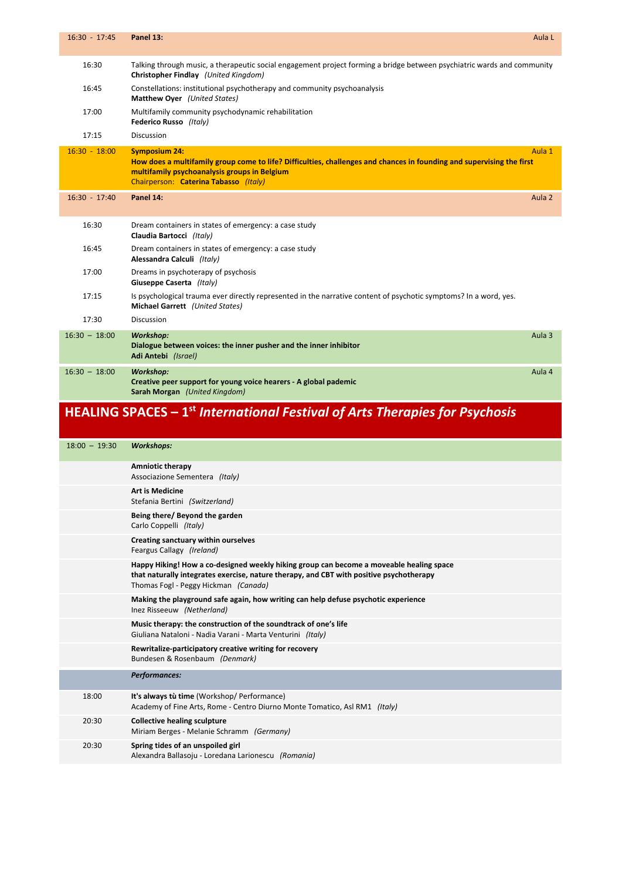| | | |
|---|---|---|
| 16:30 - 17:45 | **Panel 13:** | Aula L |
| 16:30 | Talking through music, a therapeutic social engagement project forming a bridge between psychiatric wards and community<br>**Christopher Findlay** *(United Kingdom)* | |
| 16:45 | Constellations: institutional psychotherapy and community psychoanalysis<br>**Matthew Oyer** *(United States)* | |
| 17:00 | Multifamily community psychodynamic rehabilitation<br>**Federico Russo** *(Italy)* | |
| 17:15 | Discussion | |
| 16:30 - 18:00 | **Symposium 24:**<br>**How does a multifamily group come to life? Difficulties, challenges and chances in founding and supervising the first multifamily psychoanalysis groups in Belgium**<br>Chairperson: **Caterina Tabasso** *(Italy)* | Aula 1 |
| 16:30 - 17:40 | **Panel 14:** | Aula 2 |
| 16:30 | Dream containers in states of emergency: a case study<br>**Claudia Bartocci** *(Italy)* | |
| 16:45 | Dream containers in states of emergency: a case study<br>**Alessandra Calculi** *(Italy)* | |
| 17:00 | Dreams in psychoterapy of psychosis<br>**Giuseppe Caserta** *(Italy)* | |
| 17:15 | Is psychological trauma ever directly represented in the narrative content of psychotic symptoms? In a word, yes.<br>**Michael Garrett** *(United States)* | |
| 17:30 | Discussion | |
| 16:30 – 18:00 | ***Workshop:***<br>**Dialogue between voices: the inner pusher and the inner inhibitor**<br>**Adi Antebi** *(Israel)* | Aula 3 |
| 16:30 – 18:00 | ***Workshop:***<br>**Creative peer support for young voice hearers - A global pademic**<br>**Sarah Morgan** *(United Kingdom)* | Aula 4 |

## HEALING SPACES – 1st *International Festival of Arts Therapies for Psychosis*

| | |
|---|---|
| 18:00 – 19:30 | ***Workshops:*** |
| | **Amniotic therapy**<br>Associazione Sementera *(Italy)* |
| | **Art is Medicine**<br>Stefania Bertini *(Switzerland)* |
| | **Being there/ Beyond the garden**<br>Carlo Coppelli *(Italy)* |
| | **Creating sanctuary within ourselves**<br>Feargus Callagy *(Ireland)* |
| | **Happy Hiking! How a co-designed weekly hiking group can become a moveable healing space that naturally integrates exercise, nature therapy, and CBT with positive psychotherapy**<br>Thomas Fogl - Peggy Hickman *(Canada)* |
| | **Making the playground safe again, how writing can help defuse psychotic experience**<br>Inez Risseeuw *(Netherland)* |
| | **Music therapy: the construction of the soundtrack of one's life**<br>Giuliana Nataloni - Nadia Varani - Marta Venturini *(Italy)* |
| | **Rewritalize-participatory creative writing for recovery**<br>Bundesen & Rosenbaum *(Denmark)* |
| | ***Performances:*** |
| 18:00 | **It's always tù time** (Workshop/ Performance)<br>Academy of Fine Arts, Rome - Centro Diurno Monte Tomatico, Asl RM1 *(Italy)* |
| 20:30 | **Collective healing sculpture**<br>Miriam Berges - Melanie Schramm *(Germany)* |
| 20:30 | **Spring tides of an unspoiled girl**<br>Alexandra Ballasoju - Loredana Larionescu *(Romania)* |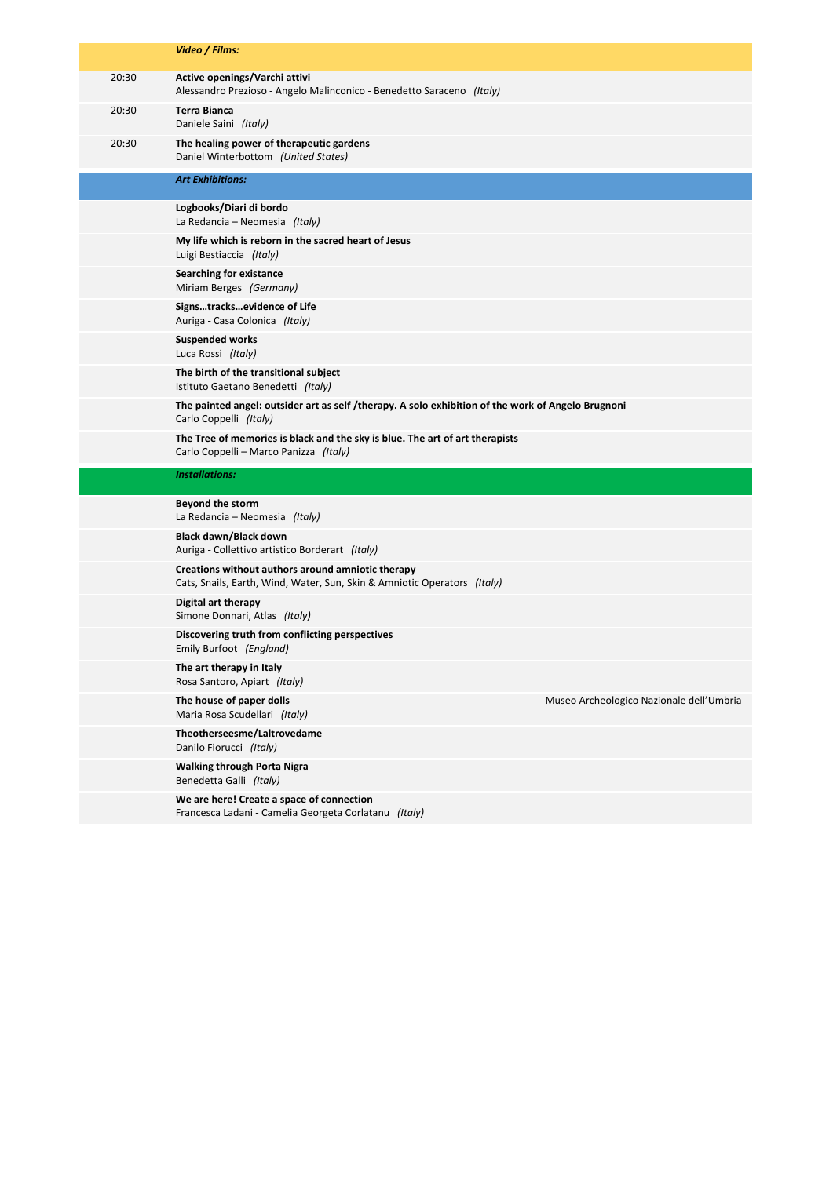| | *Video / Films:* | |
|---|---|---|
| 20:30 | **Active openings/Varchi attivi**<br>Alessandro Prezioso - Angelo Malinconico - Benedetto Saraceno *(Italy)* | |
| 20:30 | **Terra Bianca**<br>Daniele Saini *(Italy)* | |
| 20:30 | **The healing power of therapeutic gardens**<br>Daniel Winterbottom *(United States)* | |
| | ***Art Exhibitions:*** | |
| | **Logbooks/Diari di bordo**<br>La Redancia – Neomesia *(Italy)* | |
| | **My life which is reborn in the sacred heart of Jesus**<br>Luigi Bestiaccia *(Italy)* | |
| | **Searching for existance**<br>Miriam Berges *(Germany)* | |
| | **Signs…tracks…evidence of Life**<br>Auriga - Casa Colonica *(Italy)* | |
| | **Suspended works**<br>Luca Rossi *(Italy)* | |
| | **The birth of the transitional subject**<br>Istituto Gaetano Benedetti *(Italy)* | |
| | **The painted angel: outsider art as self /therapy. A solo exhibition of the work of Angelo Brugnoni**<br>Carlo Coppelli *(Italy)* | |
| | **The Tree of memories is black and the sky is blue. The art of art therapists**<br>Carlo Coppelli – Marco Panizza *(Italy)* | |
| | ***Installations:*** | |
| | **Beyond the storm**<br>La Redancia – Neomesia *(Italy)* | |
| | **Black dawn/Black down**<br>Auriga - Collettivo artistico Borderart *(Italy)* | |
| | **Creations without authors around amniotic therapy**<br>Cats, Snails, Earth, Wind, Water, Sun, Skin & Amniotic Operators *(Italy)* | |
| | **Digital art therapy**<br>Simone Donnari, Atlas *(Italy)* | |
| | **Discovering truth from conflicting perspectives**<br>Emily Burfoot *(England)* | |
| | **The art therapy in Italy**<br>Rosa Santoro, Apiart *(Italy)* | |
| | **The house of paper dolls**<br>Maria Rosa Scudellari *(Italy)* | Museo Archeologico Nazionale dell'Umbria |
| | **Theotherseesme/Laltrovedame**<br>Danilo Fiorucci *(Italy)* | |
| | **Walking through Porta Nigra**<br>Benedetta Galli *(Italy)* | |
| | **We are here! Create a space of connection**<br>Francesca Ladani - Camelia Georgeta Corlatanu *(Italy)* | |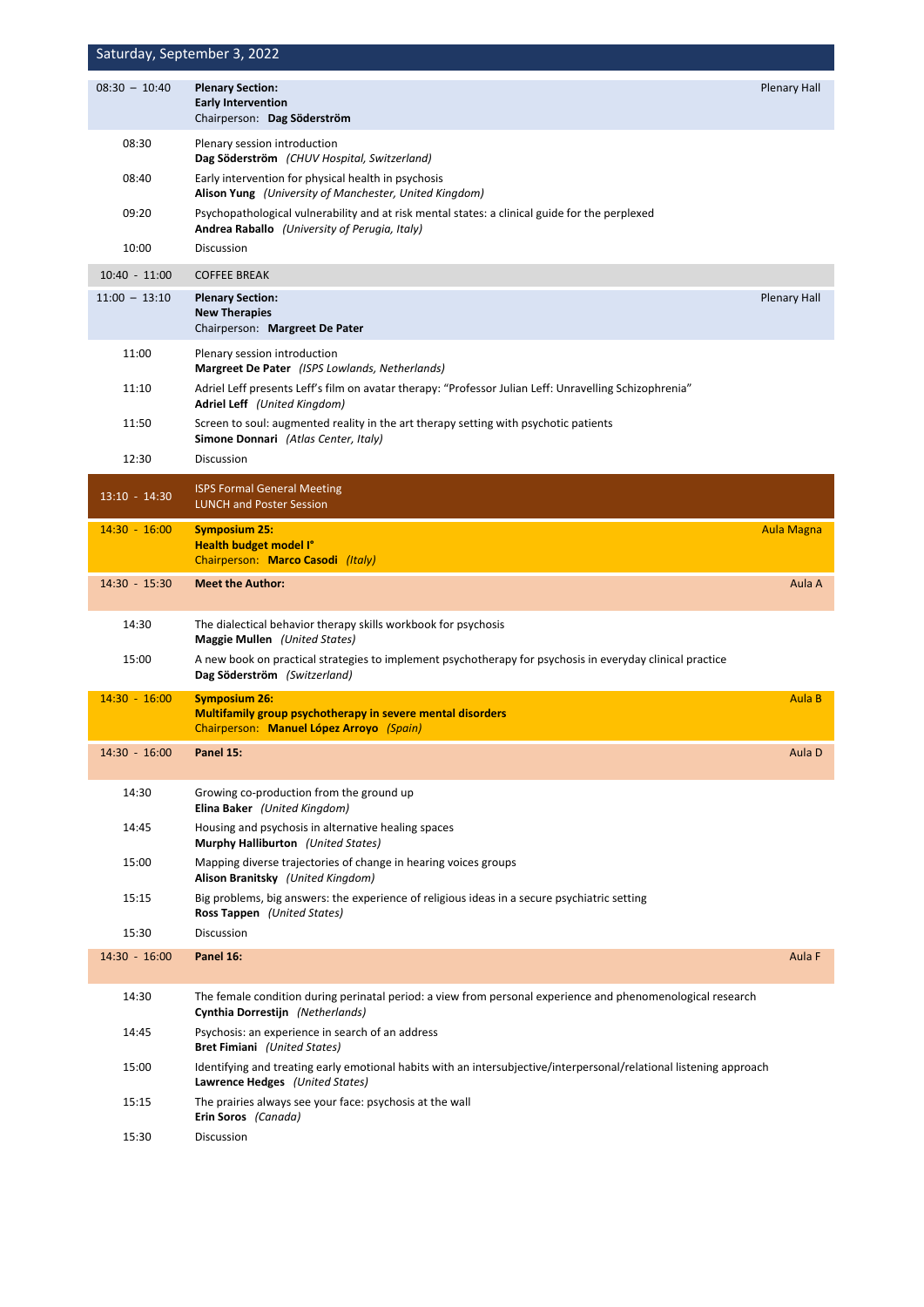## Saturday, September 3, 2022

| | | |
|---|---|---|
| 08:30 – 10:40 | **Plenary Section:** **Early Intervention** Chairperson: **Dag Söderström** | Plenary Hall |
| 08:30 | Plenary session introduction **Dag Söderström** *(CHUV Hospital, Switzerland)* | |
| 08:40 | Early intervention for physical health in psychosis **Alison Yung** *(University of Manchester, United Kingdom)* | |
| 09:20 | Psychopathological vulnerability and at risk mental states: a clinical guide for the perplexed **Andrea Raballo** *(University of Perugia, Italy)* | |
| 10:00 | Discussion | |
| 10:40 - 11:00 | COFFEE BREAK | |
| 11:00 – 13:10 | **Plenary Section:** **New Therapies** Chairperson: **Margreet De Pater** | Plenary Hall |
| 11:00 | Plenary session introduction **Margreet De Pater** *(ISPS Lowlands, Netherlands)* | |
| 11:10 | Adriel Leff presents Leff's film on avatar therapy: "Professor Julian Leff: Unravelling Schizophrenia" **Adriel Leff** *(United Kingdom)* | |
| 11:50 | Screen to soul: augmented reality in the art therapy setting with psychotic patients **Simone Donnari** *(Atlas Center, Italy)* | |
| 12:30 | Discussion | |
| 13:10 - 14:30 | ISPS Formal General Meeting LUNCH and Poster Session | |
| 14:30 - 16:00 | **Symposium 25:** **Health budget model I°** Chairperson: **Marco Casodi** *(Italy)* | Aula Magna |
| 14:30 - 15:30 | **Meet the Author:** | Aula A |
| 14:30 | The dialectical behavior therapy skills workbook for psychosis **Maggie Mullen** *(United States)* | |
| 15:00 | A new book on practical strategies to implement psychotherapy for psychosis in everyday clinical practice **Dag Söderström** *(Switzerland)* | |
| 14:30 - 16:00 | **Symposium 26:** **Multifamily group psychotherapy in severe mental disorders** Chairperson: **Manuel López Arroyo** *(Spain)* | Aula B |
| 14:30 - 16:00 | **Panel 15:** | Aula D |
| 14:30 | Growing co-production from the ground up **Elina Baker** *(United Kingdom)* | |
| 14:45 | Housing and psychosis in alternative healing spaces **Murphy Halliburton** *(United States)* | |
| 15:00 | Mapping diverse trajectories of change in hearing voices groups **Alison Branitsky** *(United Kingdom)* | |
| 15:15 | Big problems, big answers: the experience of religious ideas in a secure psychiatric setting **Ross Tappen** *(United States)* | |
| 15:30 | Discussion | |
| 14:30 - 16:00 | **Panel 16:** | Aula F |
| 14:30 | The female condition during perinatal period: a view from personal experience and phenomenological research **Cynthia Dorrestijn** *(Netherlands)* | |
| 14:45 | Psychosis: an experience in search of an address **Bret Fimiani** *(United States)* | |
| 15:00 | Identifying and treating early emotional habits with an intersubjective/interpersonal/relational listening approach **Lawrence Hedges** *(United States)* | |
| 15:15 | The prairies always see your face: psychosis at the wall **Erin Soros** *(Canada)* | |
| 15:30 | Discussion | |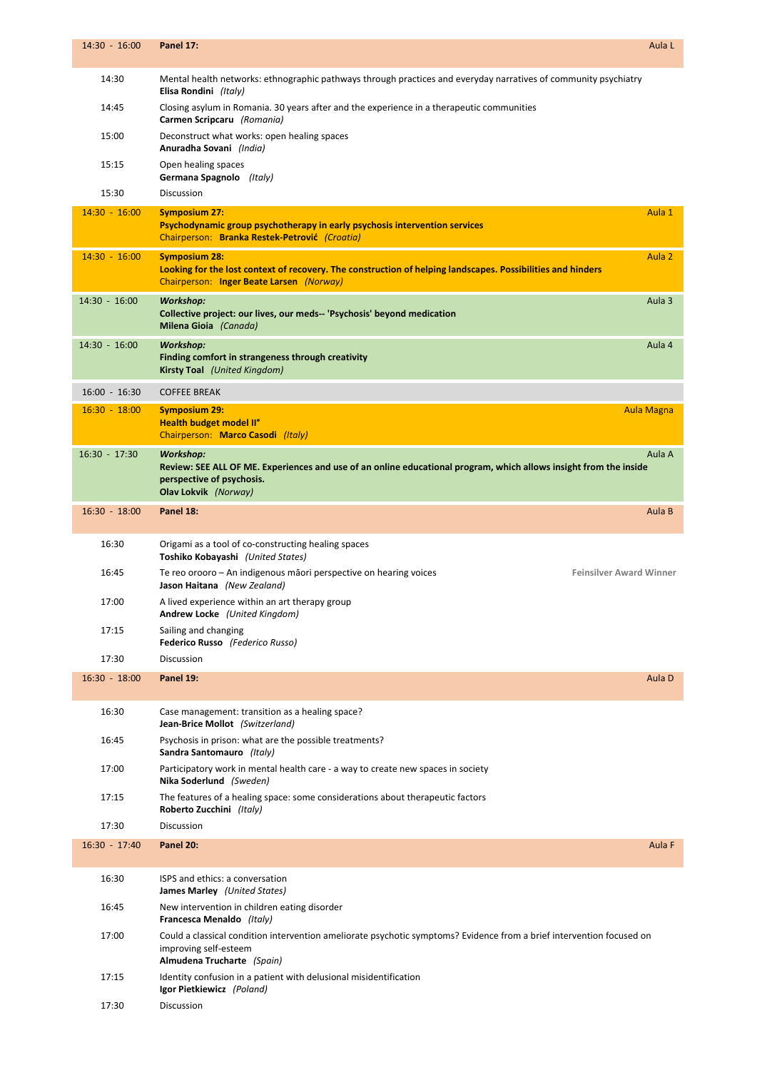| Time | Session | Room |
|---|---|---|
| 14:30 - 16:00 | **Panel 17:** | Aula L |
| 14:30 | Mental health networks: ethnographic pathways through practices and everyday narratives of community psychiatry<br>**Elisa Rondini** *(Italy)* | |
| 14:45 | Closing asylum in Romania. 30 years after and the experience in a therapeutic communities<br>**Carmen Scripcaru** *(Romania)* | |
| 15:00 | Deconstruct what works: open healing spaces<br>**Anuradha Sovani** *(India)* | |
| 15:15 | Open healing spaces<br>**Germana Spagnolo** *(Italy)* | |
| 15:30 | Discussion | |
| 14:30 - 16:00 | **Symposium 27:**<br>**Psychodynamic group psychotherapy in early psychosis intervention services**<br>Chairperson: **Branka Restek-Petrović** *(Croatia)* | Aula 1 |
| 14:30 - 16:00 | **Symposium 28:**<br>**Looking for the lost context of recovery. The construction of helping landscapes. Possibilities and hinders**<br>Chairperson: **Inger Beate Larsen** *(Norway)* | Aula 2 |
| 14:30 - 16:00 | ***Workshop:***<br>**Collective project: our lives, our meds-- 'Psychosis' beyond medication**<br>**Milena Gioia** *(Canada)* | Aula 3 |
| 14:30 - 16:00 | ***Workshop:***<br>**Finding comfort in strangeness through creativity**<br>**Kirsty Toal** *(United Kingdom)* | Aula 4 |
| 16:00 - 16:30 | COFFEE BREAK | |
| 16:30 - 18:00 | **Symposium 29:**<br>**Health budget model II°**<br>Chairperson: **Marco Casodi** *(Italy)* | Aula Magna |
| 16:30 - 17:30 | ***Workshop:***<br>**Review: SEE ALL OF ME. Experiences and use of an online educational program, which allows insight from the inside perspective of psychosis.**<br>**Olav Lokvik** *(Norway)* | Aula A |
| 16:30 - 18:00 | **Panel 18:** | Aula B |
| 16:30 | Origami as a tool of co-constructing healing spaces<br>**Toshiko Kobayashi** *(United States)* | |
| 16:45 | Te reo ororo – An indigenous māori perspective on hearing voices<br>**Jason Haitana** *(New Zealand)* | Feinsilver Award Winner |
| 17:00 | A lived experience within an art therapy group<br>**Andrew Locke** *(United Kingdom)* | |
| 17:15 | Sailing and changing<br>**Federico Russo** *(Federico Russo)* | |
| 17:30 | Discussion | |
| 16:30 - 18:00 | **Panel 19:** | Aula D |
| 16:30 | Case management: transition as a healing space?<br>**Jean-Brice Mollot** *(Switzerland)* | |
| 16:45 | Psychosis in prison: what are the possible treatments?<br>**Sandra Santomauro** *(Italy)* | |
| 17:00 | Participatory work in mental health care - a way to create new spaces in society<br>**Nika Soderlund** *(Sweden)* | |
| 17:15 | The features of a healing space: some considerations about therapeutic factors<br>**Roberto Zucchini** *(Italy)* | |
| 17:30 | Discussion | |
| 16:30 - 17:40 | **Panel 20:** | Aula F |
| 16:30 | ISPS and ethics: a conversation<br>**James Marley** *(United States)* | |
| 16:45 | New intervention in children eating disorder<br>**Francesca Menaldo** *(Italy)* | |
| 17:00 | Could a classical condition intervention ameliorate psychotic symptoms? Evidence from a brief intervention focused on improving self-esteem<br>**Almudena Trucharte** *(Spain)* | |
| 17:15 | Identity confusion in a patient with delusional misidentification<br>**Igor Pietkiewicz** *(Poland)* | |
| 17:30 | Discussion | |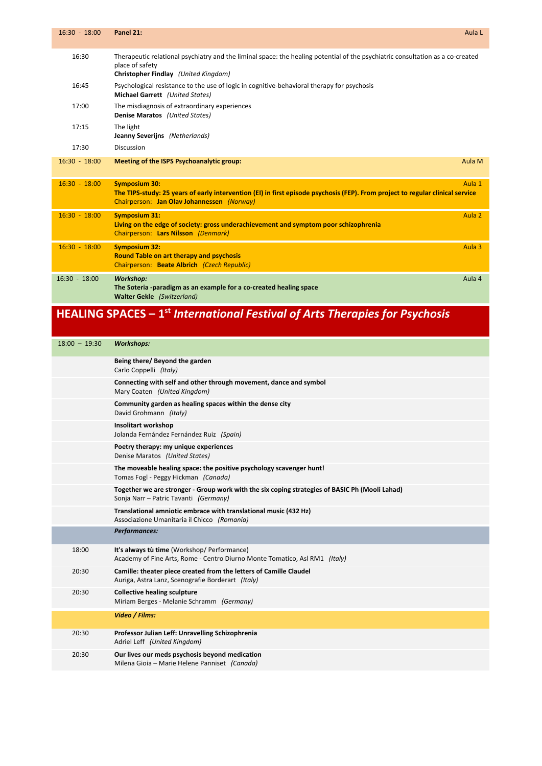| | | |
|---|---|---|
| 16:30 - 18:00 | **Panel 21:** | Aula L |
| 16:30 | Therapeutic relational psychiatry and the liminal space: the healing potential of the psychiatric consultation as a co-created place of safety<br>**Christopher Findlay** *(United Kingdom)* | |
| 16:45 | Psychological resistance to the use of logic in cognitive-behavioral therapy for psychosis<br>**Michael Garrett** *(United States)* | |
| 17:00 | The misdiagnosis of extraordinary experiences<br>**Denise Maratos** *(United States)* | |
| 17:15 | The light<br>**Jeanny Severijns** *(Netherlands)* | |
| 17:30 | Discussion | |
| 16:30 - 18:00 | **Meeting of the ISPS Psychoanalytic group:** | Aula M |
| 16:30 - 18:00 | **Symposium 30:**<br>**The TIPS-study: 25 years of early intervention (EI) in first episode psychosis (FEP). From project to regular clinical service**<br>Chairperson: **Jan Olav Johannessen** *(Norway)* | Aula 1 |
| 16:30 - 18:00 | **Symposium 31:**<br>**Living on the edge of society: gross underachievement and symptom poor schizophrenia**<br>Chairperson: **Lars Nilsson** *(Denmark)* | Aula 2 |
| 16:30 - 18:00 | **Symposium 32:**<br>**Round Table on art therapy and psychosis**<br>Chairperson: **Beate Albrich** *(Czech Republic)* | Aula 3 |
| 16:30 - 18:00 | ***Workshop:***<br>**The Soteria -paradigm as an example for a co-created healing space**<br>**Walter Gekle** *(Switzerland)* | Aula 4 |

# HEALING SPACES – 1st *International Festival of Arts Therapies for Psychosis*

| | |
|---|---|
| 18:00 – 19:30 | ***Workshops:*** |
| | **Being there/ Beyond the garden**<br>Carlo Coppelli *(Italy)* |
| | **Connecting with self and other through movement, dance and symbol**<br>Mary Coaten *(United Kingdom)* |
| | **Community garden as healing spaces within the dense city**<br>David Grohmann *(Italy)* |
| | **Insolitart workshop**<br>Jolanda Fernández Fernández Ruiz *(Spain)* |
| | **Poetry therapy: my unique experiences**<br>Denise Maratos *(United States)* |
| | **The moveable healing space: the positive psychology scavenger hunt!**<br>Tomas Fogl - Peggy Hickman *(Canada)* |
| | **Together we are stronger - Group work with the six coping strategies of BASIC Ph (Mooli Lahad)**<br>Sonja Narr – Patric Tavanti *(Germany)* |
| | **Translational amniotic embrace with translational music (432 Hz)**<br>Associazione Umanitaria il Chicco *(Romania)* |
| | ***Performances:*** |
| 18:00 | **It's always tù time** (Workshop/ Performance)<br>Academy of Fine Arts, Rome - Centro Diurno Monte Tomatico, Asl RM1 *(Italy)* |
| 20:30 | **Camille: theater piece created from the letters of Camille Claudel**<br>Auriga, Astra Lanz, Scenografie Borderart *(Italy)* |
| 20:30 | **Collective healing sculpture**<br>Miriam Berges - Melanie Schramm *(Germany)* |
| | ***Video / Films:*** |
| 20:30 | **Professor Julian Leff: Unravelling Schizophrenia**<br>Adriel Leff *(United Kingdom)* |
| 20:30 | **Our lives our meds psychosis beyond medication**<br>Milena Gioia – Marie Helene Panniset *(Canada)* |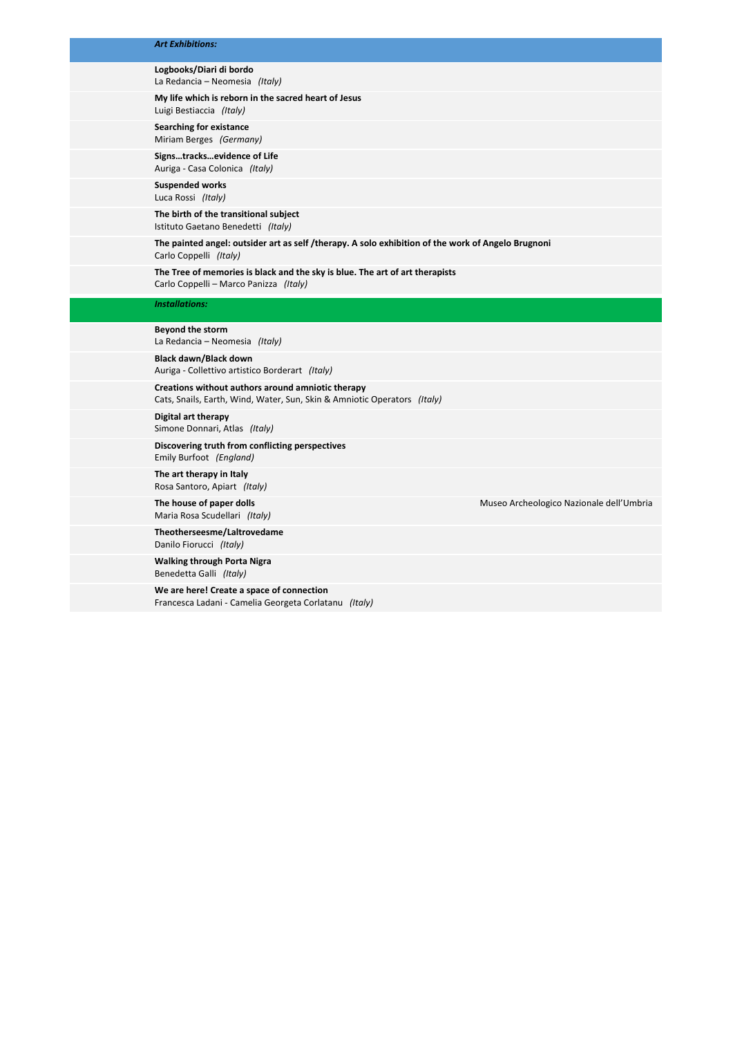***Art Exhibitions:***

**Logbooks/Diari di bordo**
La Redancia – Neomesia *(Italy)*

**My life which is reborn in the sacred heart of Jesus**
Luigi Bestiaccia *(Italy)*

**Searching for existance**
Miriam Berges *(Germany)*

**Signs…tracks…evidence of Life**
Auriga - Casa Colonica *(Italy)*

**Suspended works**
Luca Rossi *(Italy)*

**The birth of the transitional subject**
Istituto Gaetano Benedetti *(Italy)*

**The painted angel: outsider art as self /therapy. A solo exhibition of the work of Angelo Brugnoni**
Carlo Coppelli *(Italy)*

**The Tree of memories is black and the sky is blue. The art of art therapists**
Carlo Coppelli – Marco Panizza *(Italy)*

***Installations:***

**Beyond the storm**
La Redancia – Neomesia *(Italy)*

**Black dawn/Black down**
Auriga - Collettivo artistico Borderart *(Italy)*

**Creations without authors around amniotic therapy**
Cats, Snails, Earth, Wind, Water, Sun, Skin & Amniotic Operators *(Italy)*

**Digital art therapy**
Simone Donnari, Atlas *(Italy)*

**Discovering truth from conflicting perspectives**
Emily Burfoot *(England)*

**The art therapy in Italy**
Rosa Santoro, Apiart *(Italy)*

**The house of paper dolls** — Museo Archeologico Nazionale dell'Umbria
Maria Rosa Scudellari *(Italy)*

**Theotherseesme/Laltrovedame**
Danilo Fiorucci *(Italy)*

**Walking through Porta Nigra**
Benedetta Galli *(Italy)*

**We are here! Create a space of connection**
Francesca Ladani - Camelia Georgeta Corlatanu *(Italy)*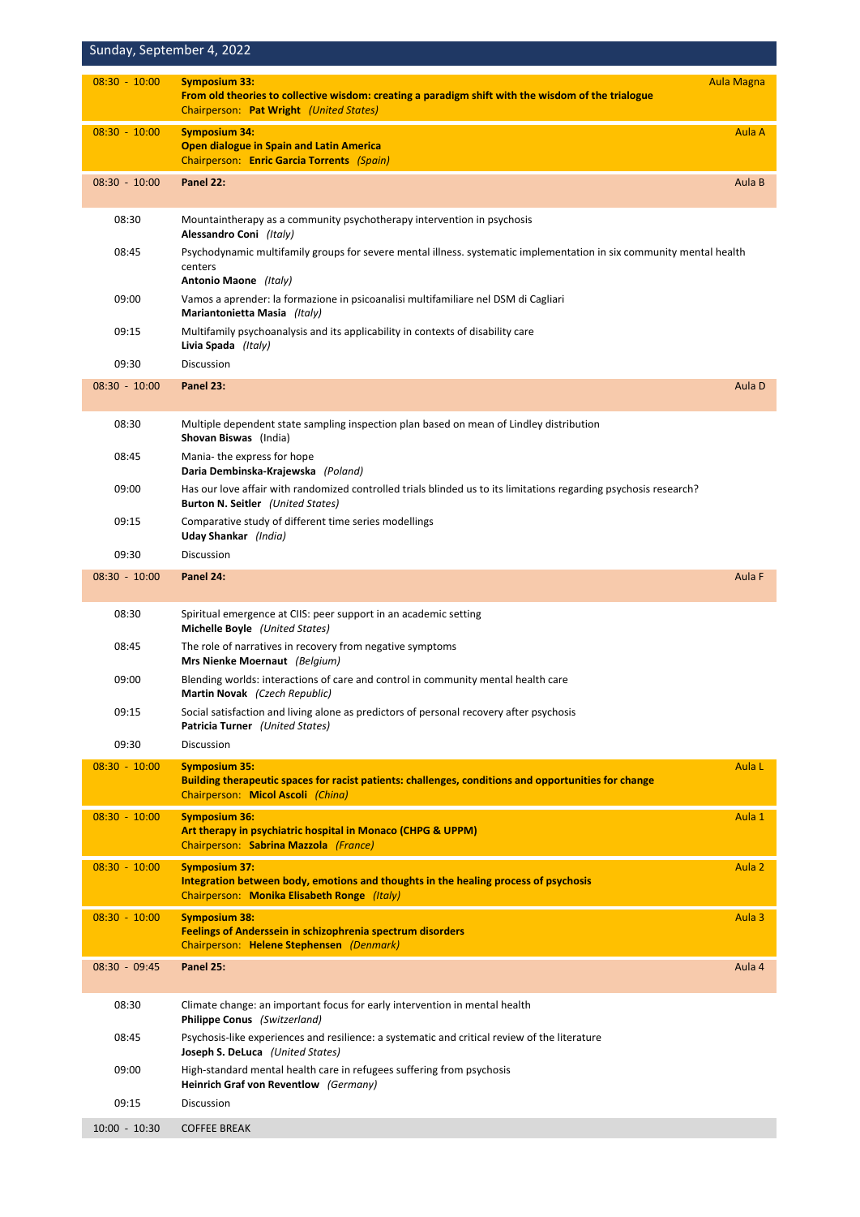## Sunday, September 4, 2022

**08:30 - 10:00** — **Symposium 33:** — Aula Magna
**From old theories to collective wisdom: creating a paradigm shift with the wisdom of the trialogue**
Chairperson: **Pat Wright** *(United States)*

**08:30 - 10:00** — **Symposium 34:** — Aula A
**Open dialogue in Spain and Latin America**
Chairperson: **Enric Garcia Torrents** *(Spain)*

**08:30 - 10:00** — **Panel 22:** — Aula B

08:30 — Mountaintherapy as a community psychotherapy intervention in psychosis
**Alessandro Coni** *(Italy)*

08:45 — Psychodynamic multifamily groups for severe mental illness. systematic implementation in six community mental health centers
**Antonio Maone** *(Italy)*

09:00 — Vamos a aprender: la formazione in psicoanalisi multifamiliare nel DSM di Cagliari
**Mariantonietta Masia** *(Italy)*

09:15 — Multifamily psychoanalysis and its applicability in contexts of disability care
**Livia Spada** *(Italy)*

09:30 — Discussion

**08:30 - 10:00** — **Panel 23:** — Aula D

08:30 — Multiple dependent state sampling inspection plan based on mean of Lindley distribution
**Shovan Biswas** (India)

08:45 — Mania- the express for hope
**Daria Dembinska-Krajewska** *(Poland)*

09:00 — Has our love affair with randomized controlled trials blinded us to its limitations regarding psychosis research?
**Burton N. Seitler** *(United States)*

09:15 — Comparative study of different time series modellings
**Uday Shankar** *(India)*

09:30 — Discussion

**08:30 - 10:00** — **Panel 24:** — Aula F

08:30 — Spiritual emergence at CIIS: peer support in an academic setting
**Michelle Boyle** *(United States)*

08:45 — The role of narratives in recovery from negative symptoms
**Mrs Nienke Moernaut** *(Belgium)*

09:00 — Blending worlds: interactions of care and control in community mental health care
**Martin Novak** *(Czech Republic)*

09:15 — Social satisfaction and living alone as predictors of personal recovery after psychosis
**Patricia Turner** *(United States)*

09:30 — Discussion

**08:30 - 10:00** — **Symposium 35:** — Aula L
**Building therapeutic spaces for racist patients: challenges, conditions and opportunities for change**
Chairperson: **Micol Ascoli** *(China)*

**08:30 - 10:00** — **Symposium 36:** — Aula 1
**Art therapy in psychiatric hospital in Monaco (CHPG & UPPM)**
Chairperson: **Sabrina Mazzola** *(France)*

**08:30 - 10:00** — **Symposium 37:** — Aula 2
**Integration between body, emotions and thoughts in the healing process of psychosis**
Chairperson: **Monika Elisabeth Ronge** *(Italy)*

**08:30 - 10:00** — **Symposium 38:** — Aula 3
**Feelings of Anderssein in schizophrenia spectrum disorders**
Chairperson: **Helene Stephensen** *(Denmark)*

**08:30 - 09:45** — **Panel 25:** — Aula 4

08:30 — Climate change: an important focus for early intervention in mental health
**Philippe Conus** *(Switzerland)*

08:45 — Psychosis-like experiences and resilience: a systematic and critical review of the literature
**Joseph S. DeLuca** *(United States)*

09:00 — High-standard mental health care in refugees suffering from psychosis
**Heinrich Graf von Reventlow** *(Germany)*

09:15 — Discussion

**10:00 - 10:30** — COFFEE BREAK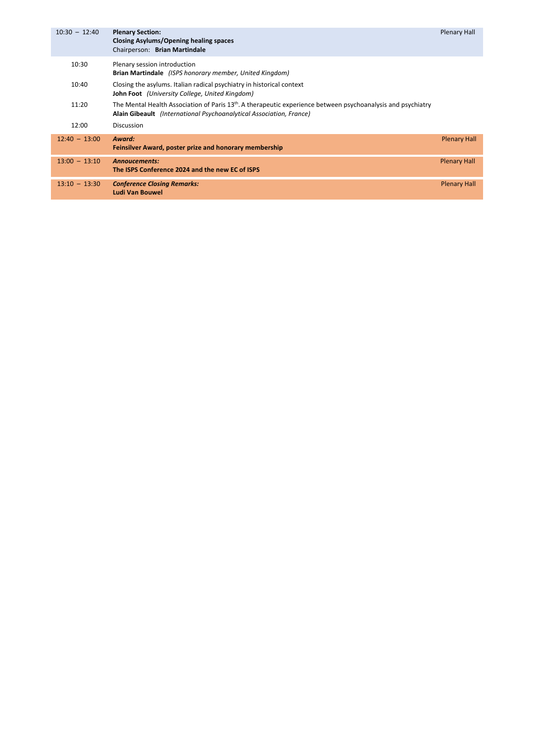| | | |
|---|---|---|
| 10:30 – 12:40 | **Plenary Section:**<br>**Closing Asylums/Opening healing spaces**<br>Chairperson: **Brian Martindale** | Plenary Hall |
| 10:30 | Plenary session introduction<br>**Brian Martindale** *(ISPS honorary member, United Kingdom)* | |
| 10:40 | Closing the asylums. Italian radical psychiatry in historical context<br>**John Foot** *(University College, United Kingdom)* | |
| 11:20 | The Mental Health Association of Paris 13th. A therapeutic experience between psychoanalysis and psychiatry<br>**Alain Gibeault** *(International Psychoanalytical Association, France)* | |
| 12:00 | Discussion | |
| 12:40 – 13:00 | ***Award:***<br>**Feinsilver Award, poster prize and honorary membership** | Plenary Hall |
| 13:00 – 13:10 | ***Annoucements:***<br>**The ISPS Conference 2024 and the new EC of ISPS** | Plenary Hall |
| 13:10 – 13:30 | ***Conference Closing Remarks:***<br>**Ludi Van Bouwel** | Plenary Hall |